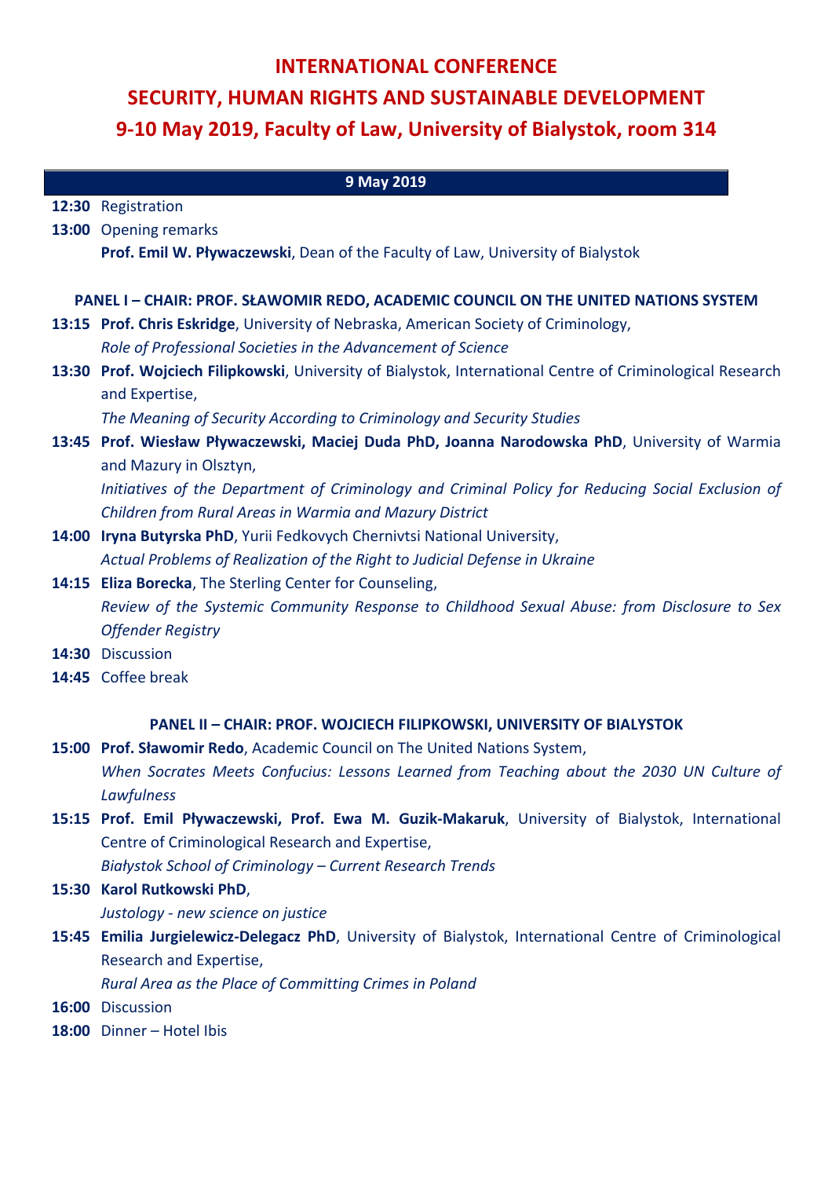# INTERNATIONAL CONFERENCE

# SECURITY, HUMAN RIGHTS AND SUSTAINABLE DEVELOPMENT

# 9-10 May 2019, Faculty of Law, University of Bialystok, room 314

## 9 May 2019

**12:30** Registration

**13:00** Opening remarks
**Prof. Emil W. Pływaczewski**, Dean of the Faculty of Law, University of Bialystok

### PANEL I – CHAIR: PROF. SŁAWOMIR REDO, ACADEMIC COUNCIL ON THE UNITED NATIONS SYSTEM

**13:15** **Prof. Chris Eskridge**, University of Nebraska, American Society of Criminology,
*Role of Professional Societies in the Advancement of Science*

**13:30** **Prof. Wojciech Filipkowski**, University of Bialystok, International Centre of Criminological Research and Expertise,
*The Meaning of Security According to Criminology and Security Studies*

**13:45** **Prof. Wiesław Pływaczewski, Maciej Duda PhD, Joanna Narodowska PhD**, University of Warmia and Mazury in Olsztyn,
*Initiatives of the Department of Criminology and Criminal Policy for Reducing Social Exclusion of Children from Rural Areas in Warmia and Mazury District*

**14:00** **Iryna Butyrska PhD**, Yurii Fedkovych Chernivtsi National University,
*Actual Problems of Realization of the Right to Judicial Defense in Ukraine*

**14:15** **Eliza Borecka**, The Sterling Center for Counseling,
*Review of the Systemic Community Response to Childhood Sexual Abuse: from Disclosure to Sex Offender Registry*

**14:30** Discussion

**14:45** Coffee break

### PANEL II – CHAIR: PROF. WOJCIECH FILIPKOWSKI, UNIVERSITY OF BIALYSTOK

**15:00** **Prof. Sławomir Redo**, Academic Council on The United Nations System,
*When Socrates Meets Confucius: Lessons Learned from Teaching about the 2030 UN Culture of Lawfulness*

**15:15** **Prof. Emil Pływaczewski, Prof. Ewa M. Guzik-Makaruk**, University of Bialystok, International Centre of Criminological Research and Expertise,
*Białystok School of Criminology – Current Research Trends*

**15:30** **Karol Rutkowski PhD**,
*Justology - new science on justice*

**15:45** **Emilia Jurgielewicz-Delegacz PhD**, University of Bialystok, International Centre of Criminological Research and Expertise,
*Rural Area as the Place of Committing Crimes in Poland*

**16:00** Discussion

**18:00** Dinner – Hotel Ibis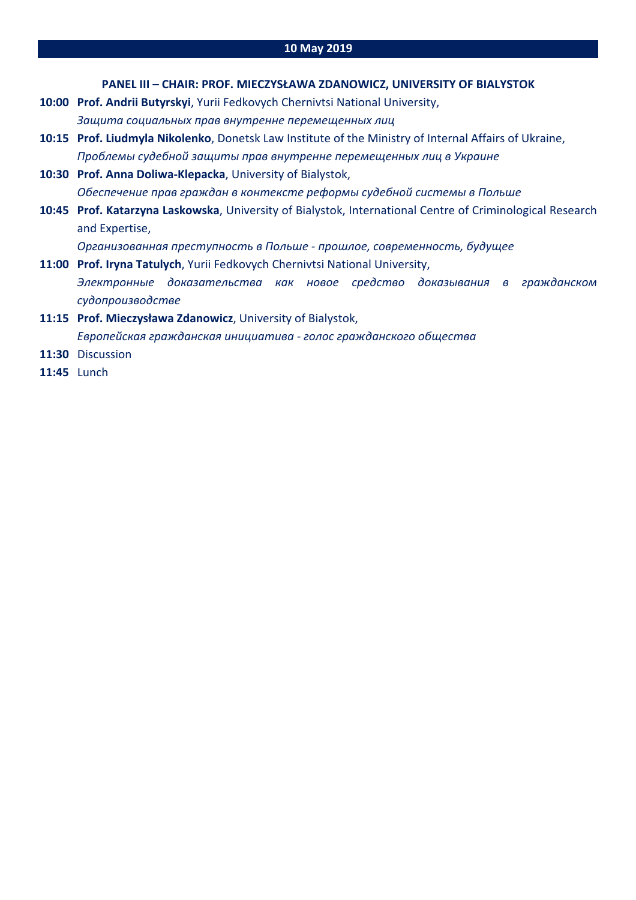## 10 May 2019

### PANEL III – CHAIR: PROF. MIECZYSŁAWA ZDANOWICZ, UNIVERSITY OF BIALYSTOK

**10:00** **Prof. Andrii Butyrskyi**, Yurii Fedkovych Chernivtsi National University,
*Защита социальных прав внутренне перемещенных лиц*

**10:15** **Prof. Liudmyla Nikolenko**, Donetsk Law Institute of the Ministry of Internal Affairs of Ukraine,
*Проблемы судебной защиты прав внутренне перемещенных лиц в Украине*

**10:30** **Prof. Anna Doliwa-Klepacka**, University of Bialystok,
*Обеспечение прав граждан в контексте реформы судебной системы в Польше*

**10:45** **Prof. Katarzyna Laskowska**, University of Bialystok, International Centre of Criminological Research and Expertise,
*Организованная преступность в Польше - прошлое, современность, будущее*

**11:00** **Prof. Iryna Tatulych**, Yurii Fedkovych Chernivtsi National University,
*Электронные доказательства как новое средство доказывания в гражданском судопроизводстве*

**11:15** **Prof. Mieczysława Zdanowicz**, University of Bialystok,
*Европейская гражданская инициатива - голос гражданского общества*

**11:30** Discussion

**11:45** Lunch